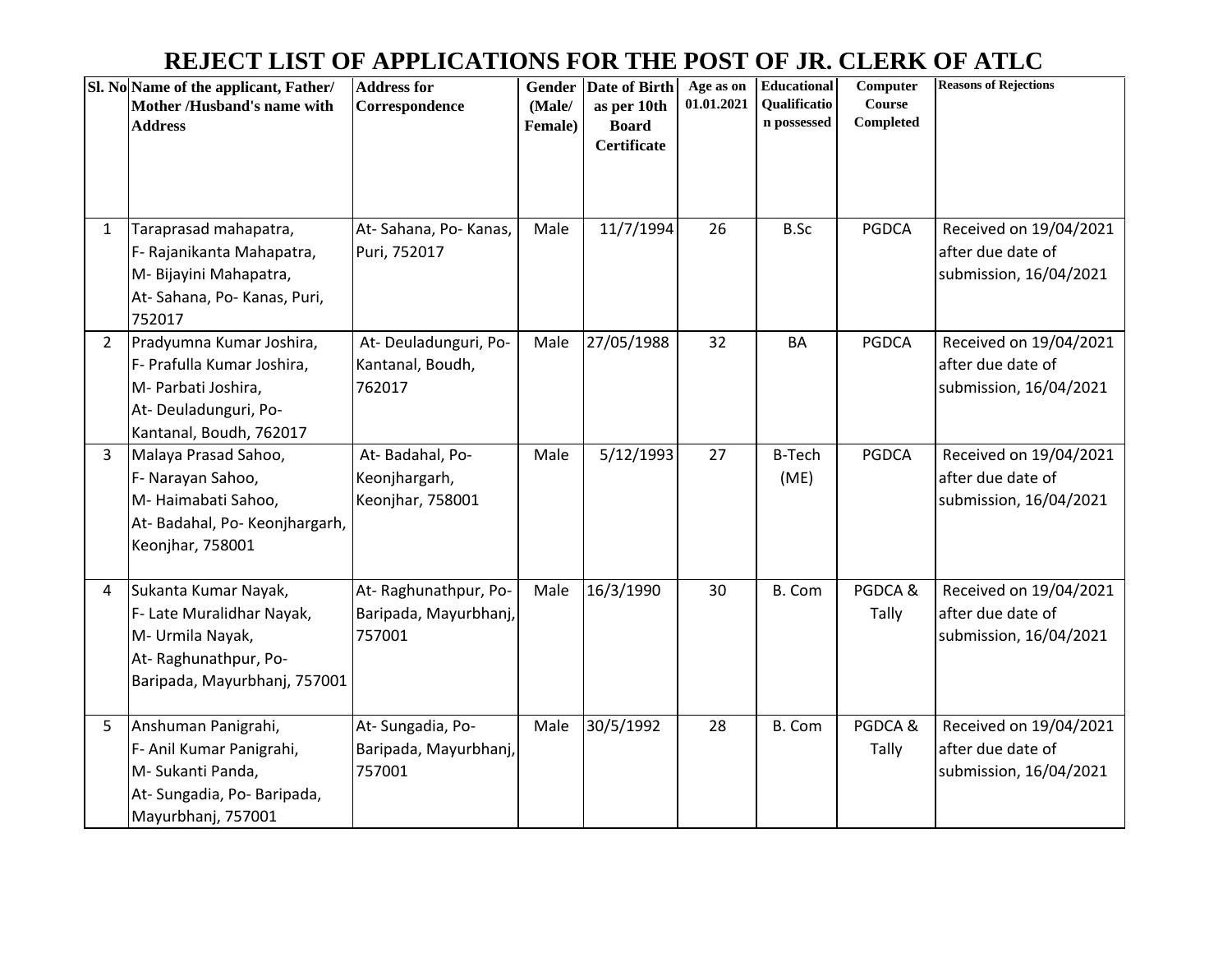# REJECT LIST OF APPLICATIONS FOR THE POST OF JR. CLERK OF ATLC

| Sl. No | Name of the applicant, Father/ Mother /Husband's name with Address | Address for Correspondence | Gender (Male/ Female) | Date of Birth as per 10th Board Certificate | Age as on 01.01.2021 | Educational Qualification possessed | Computer Course Completed | Reasons of Rejections |
|---|---|---|---|---|---|---|---|---|
| 1 | Taraprasad mahapatra, F- Rajanikanta Mahapatra, M- Bijayini Mahapatra, At- Sahana, Po- Kanas, Puri, 752017 | At- Sahana, Po- Kanas, Puri, 752017 | Male | 11/7/1994 | 26 | B.Sc | PGDCA | Received on 19/04/2021 after due date of submission, 16/04/2021 |
| 2 | Pradyumna Kumar Joshira, F- Prafulla Kumar Joshira, M- Parbati Joshira, At- Deuladunguri, Po- Kantanal, Boudh, 762017 | At- Deuladunguri, Po- Kantanal, Boudh, 762017 | Male | 27/05/1988 | 32 | BA | PGDCA | Received on 19/04/2021 after due date of submission, 16/04/2021 |
| 3 | Malaya Prasad Sahoo, F- Narayan Sahoo, M- Haimabati Sahoo, At- Badahal, Po- Keonjhargarh, Keonjhar, 758001 | At- Badahal, Po- Keonjhargarh, Keonjhar, 758001 | Male | 5/12/1993 | 27 | B-Tech (ME) | PGDCA | Received on 19/04/2021 after due date of submission, 16/04/2021 |
| 4 | Sukanta Kumar Nayak, F- Late Muralidhar Nayak, M- Urmila Nayak, At- Raghunathpur, Po- Baripada, Mayurbhanj, 757001 | At- Raghunathpur, Po- Baripada, Mayurbhanj, 757001 | Male | 16/3/1990 | 30 | B. Com | PGDCA & Tally | Received on 19/04/2021 after due date of submission, 16/04/2021 |
| 5 | Anshuman Panigrahi, F- Anil Kumar Panigrahi, M- Sukanti Panda, At- Sungadia, Po- Baripada, Mayurbhanj, 757001 | At- Sungadia, Po- Baripada, Mayurbhanj, 757001 | Male | 30/5/1992 | 28 | B. Com | PGDCA & Tally | Received on 19/04/2021 after due date of submission, 16/04/2021 |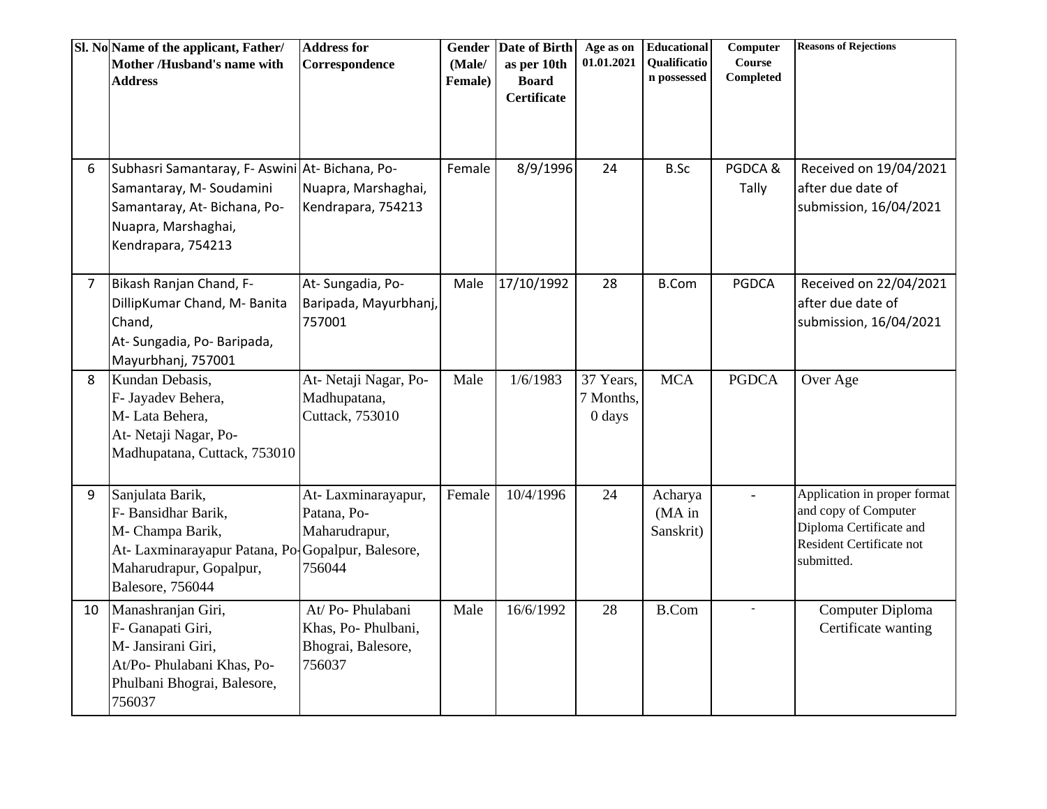| Sl. No | Name of the applicant, Father/ Mother /Husband's name with Address | Address for Correspondence | Gender (Male/ Female) | Date of Birth as per 10th Board Certificate | Age as on 01.01.2021 | Educational Qualification possessed | Computer Course Completed | Reasons of Rejections |
|---|---|---|---|---|---|---|---|---|
| 6 | Subhasri Samantaray, F- Aswini Samantaray, M- Soudamini Samantaray, At- Bichana, Po- Nuapra, Marshaghai, Kendrapara, 754213 | At- Bichana, Po- Nuapra, Marshaghai, Kendrapara, 754213 | Female | 8/9/1996 | 24 | B.Sc | PGDCA & Tally | Received on 19/04/2021 after due date of submission, 16/04/2021 |
| 7 | Bikash Ranjan Chand, F- DillipKumar Chand, M- Banita Chand, At- Sungadia, Po- Baripada, Mayurbhanj, 757001 | At- Sungadia, Po- Baripada, Mayurbhanj, 757001 | Male | 17/10/1992 | 28 | B.Com | PGDCA | Received on 22/04/2021 after due date of submission, 16/04/2021 |
| 8 | Kundan Debasis, F- Jayadev Behera, M- Lata Behera, At- Netaji Nagar, Po- Madhupatana, Cuttack, 753010 | At- Netaji Nagar, Po- Madhupatana, Cuttack, 753010 | Male | 1/6/1983 | 37 Years, 7 Months, 0 days | MCA | PGDCA | Over Age |
| 9 | Sanjulata Barik, F- Bansidhar Barik, M- Champa Barik, At- Laxminarayapur Patana, Po- Maharudrapur, Gopalpur, Balesore, 756044 | At- Laxminarayapur, Patana, Po- Maharudrapur, Gopalpur, Balesore, 756044 | Female | 10/4/1996 | 24 | Acharya (MA in Sanskrit) | - | Application in proper format and copy of Computer Diploma Certificate and Resident Certificate not submitted. |
| 10 | Manashranjan Giri, F- Ganapati Giri, M- Jansirani Giri, At/Po- Phulabani Khas, Po- Phulbani Bhograi, Balesore, 756037 | At/ Po- Phulabani Khas, Po- Phulbani, Bhograi, Balesore, 756037 | Male | 16/6/1992 | 28 | B.Com | - | Computer Diploma Certificate wanting |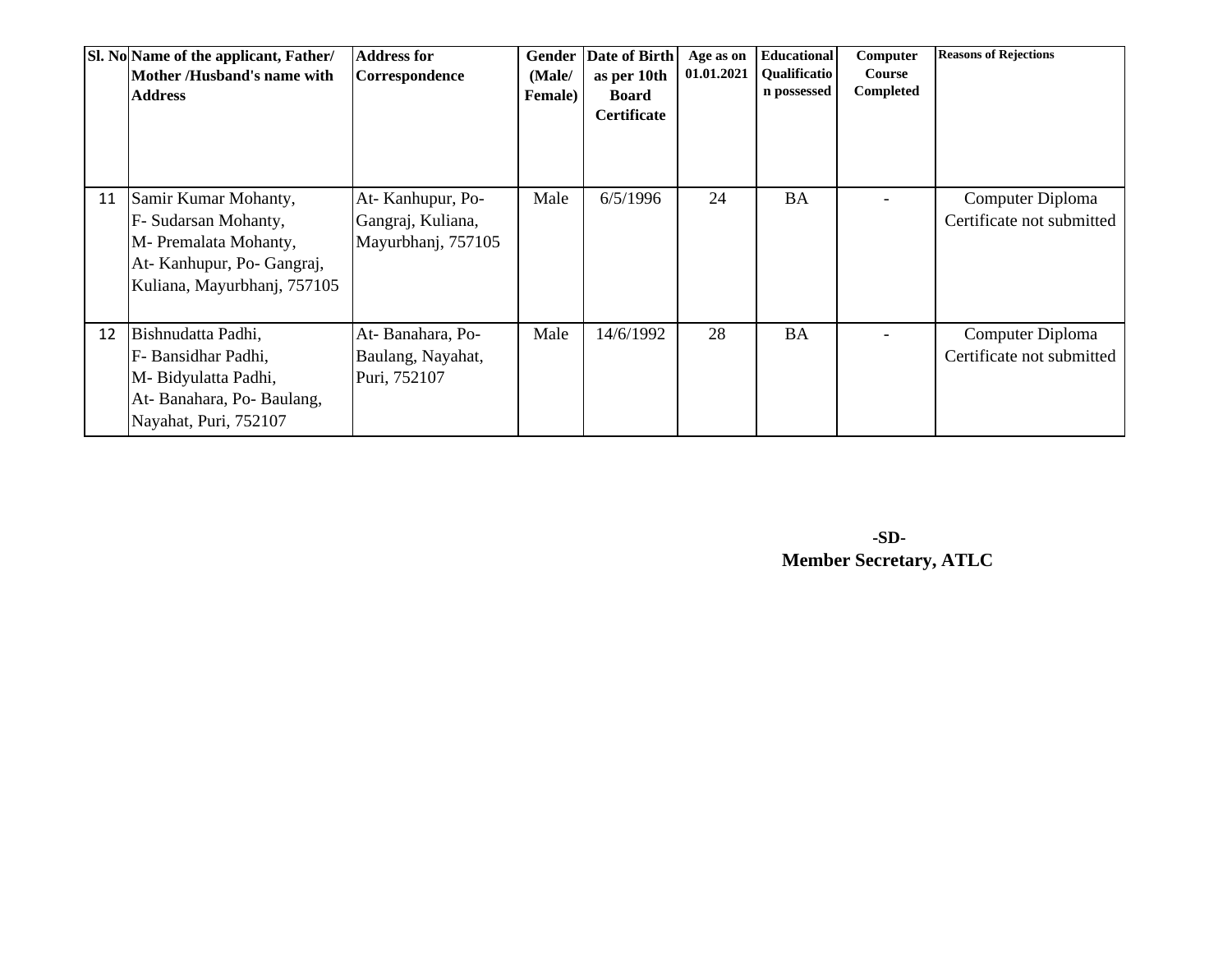| Sl. No | Name of the applicant, Father/ Mother /Husband's name with Address | Address for Correspondence | Gender (Male/ Female) | Date of Birth as per 10th Board Certificate | Age as on 01.01.2021 | Educational Qualification possessed | Computer Course Completed | Reasons of Rejections |
|---|---|---|---|---|---|---|---|---|
| 11 | Samir Kumar Mohanty, F- Sudarsan Mohanty, M- Premalata Mohanty, At- Kanhupur, Po- Gangraj, Kuliana, Mayurbhanj, 757105 | At- Kanhupur, Po- Gangraj, Kuliana, Mayurbhanj, 757105 | Male | 6/5/1996 | 24 | BA | - | Computer Diploma Certificate not submitted |
| 12 | Bishnudatta Padhi, F- Bansidhar Padhi, M- Bidyulatta Padhi, At- Banahara, Po- Baulang, Nayahat, Puri, 752107 | At- Banahara, Po- Baulang, Nayahat, Puri, 752107 | Male | 14/6/1992 | 28 | BA | - | Computer Diploma Certificate not submitted |

**-SD-**

**Member Secretary, ATLC**